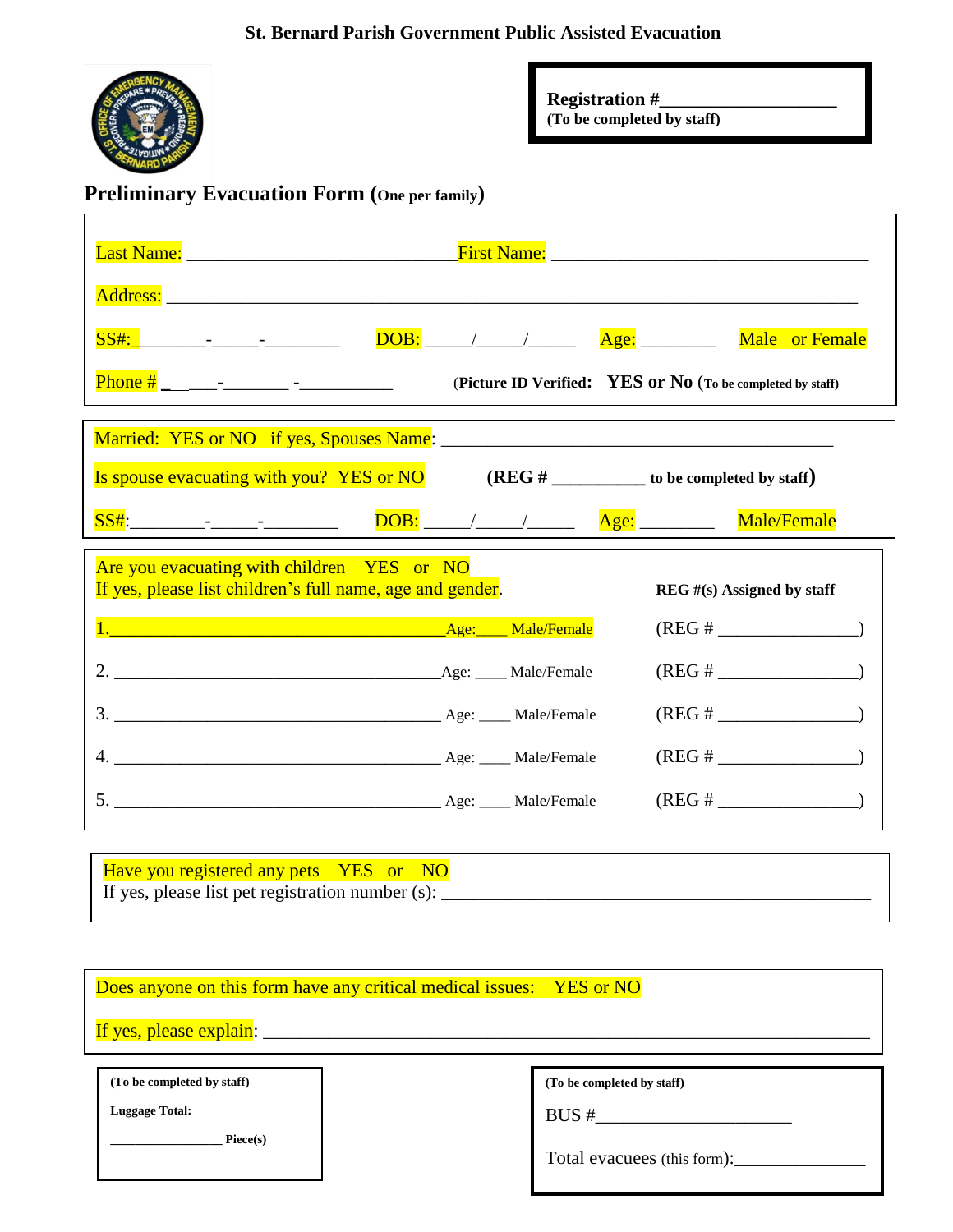# St. Bernard Parish Government Public Assisted Evacuation

**Registration #\_\_\_\_\_\_\_\_\_\_\_\_\_\_\_\_\_\_\_**
**(To be completed by staff)**

## Preliminary Evacuation Form (One per family)

Last Name: \_\_\_\_\_\_\_\_\_\_\_\_\_\_\_\_\_\_\_\_\_\_\_\_\_\_\_\_ First Name: \_\_\_\_\_\_\_\_\_\_\_\_\_\_\_\_\_\_\_\_\_\_\_\_\_\_\_\_\_\_\_\_\_\_

Address: \_\_\_\_\_\_\_\_\_\_\_\_\_\_\_\_\_\_\_\_\_\_\_\_\_\_\_\_\_\_\_\_\_\_\_\_\_\_\_\_\_\_\_\_\_\_\_\_\_\_\_\_\_\_\_\_\_\_\_\_\_\_\_\_\_\_\_\_\_\_\_

SS#: \_\_\_\_\_\_\_\_-\_\_\_\_\_\_-\_\_\_\_\_\_\_\_\_ DOB: \_\_\_\_\_/\_\_\_\_\_/\_\_\_\_\_ Age: \_\_\_\_\_\_\_\_ Male or Female

Phone # \_\_\_\_\_-\_\_\_\_\_\_\_ -\_\_\_\_\_\_\_\_\_\_ (**Picture ID Verified: YES or No** (**To be completed by staff**)

Married: YES or NO if yes, Spouses Name: \_\_\_\_\_\_\_\_\_\_\_\_\_\_\_\_\_\_\_\_\_\_\_\_\_\_\_\_\_\_\_\_\_\_\_\_\_\_\_\_\_\_\_\_\_

Is spouse evacuating with you? YES or NO **(REG # \_\_\_\_\_\_\_\_\_\_ to be completed by staff)**

SS#: \_\_\_\_\_\_\_\_-\_\_\_\_\_\_-\_\_\_\_\_\_\_\_\_ DOB: \_\_\_\_\_/\_\_\_\_\_/\_\_\_\_\_ Age: \_\_\_\_\_\_\_\_ Male/Female

Are you evacuating with children YES or NO
If yes, please list children's full name, age and gender.

| Child | | **REG #(s) Assigned by staff** |
|---|---|---|
| 1. \_\_\_\_\_\_\_\_\_\_\_\_\_\_\_\_\_\_\_\_\_\_\_\_\_\_\_\_\_\_\_\_\_\_\_\_\_\_ | Age: \_\_\_\_ Male/Female | (REG # \_\_\_\_\_\_\_\_\_\_\_\_\_\_\_\_) |
| 2. \_\_\_\_\_\_\_\_\_\_\_\_\_\_\_\_\_\_\_\_\_\_\_\_\_\_\_\_\_\_\_\_\_\_\_\_\_\_ | Age: \_\_\_\_ Male/Female | (REG # \_\_\_\_\_\_\_\_\_\_\_\_\_\_\_\_) |
| 3. \_\_\_\_\_\_\_\_\_\_\_\_\_\_\_\_\_\_\_\_\_\_\_\_\_\_\_\_\_\_\_\_\_\_\_\_\_\_ | Age: \_\_\_\_ Male/Female | (REG # \_\_\_\_\_\_\_\_\_\_\_\_\_\_\_\_) |
| 4. \_\_\_\_\_\_\_\_\_\_\_\_\_\_\_\_\_\_\_\_\_\_\_\_\_\_\_\_\_\_\_\_\_\_\_\_\_\_ | Age: \_\_\_\_ Male/Female | (REG # \_\_\_\_\_\_\_\_\_\_\_\_\_\_\_\_) |
| 5. \_\_\_\_\_\_\_\_\_\_\_\_\_\_\_\_\_\_\_\_\_\_\_\_\_\_\_\_\_\_\_\_\_\_\_\_\_\_ | Age: \_\_\_\_ Male/Female | (REG # \_\_\_\_\_\_\_\_\_\_\_\_\_\_\_\_) |

Have you registered any pets YES or NO
If yes, please list pet registration number (s): \_\_\_\_\_\_\_\_\_\_\_\_\_\_\_\_\_\_\_\_\_\_\_\_\_\_\_\_\_\_\_\_\_\_\_\_\_\_\_\_\_\_\_\_\_\_

Does anyone on this form have any critical medical issues: YES or NO

If yes, please explain: \_\_\_\_\_\_\_\_\_\_\_\_\_\_\_\_\_\_\_\_\_\_\_\_\_\_\_\_\_\_\_\_\_\_\_\_\_\_\_\_\_\_\_\_\_\_\_\_\_\_\_\_\_\_\_\_\_\_\_\_\_\_\_\_\_\_

**(To be completed by staff)**

**Luggage Total:**

\_\_\_\_\_\_\_\_\_\_\_\_\_\_\_\_ **Piece(s)**

**(To be completed by staff)**

BUS #\_\_\_\_\_\_\_\_\_\_\_\_\_\_\_\_\_\_\_\_\_\_

Total evacuees (this form):\_\_\_\_\_\_\_\_\_\_\_\_\_\_\_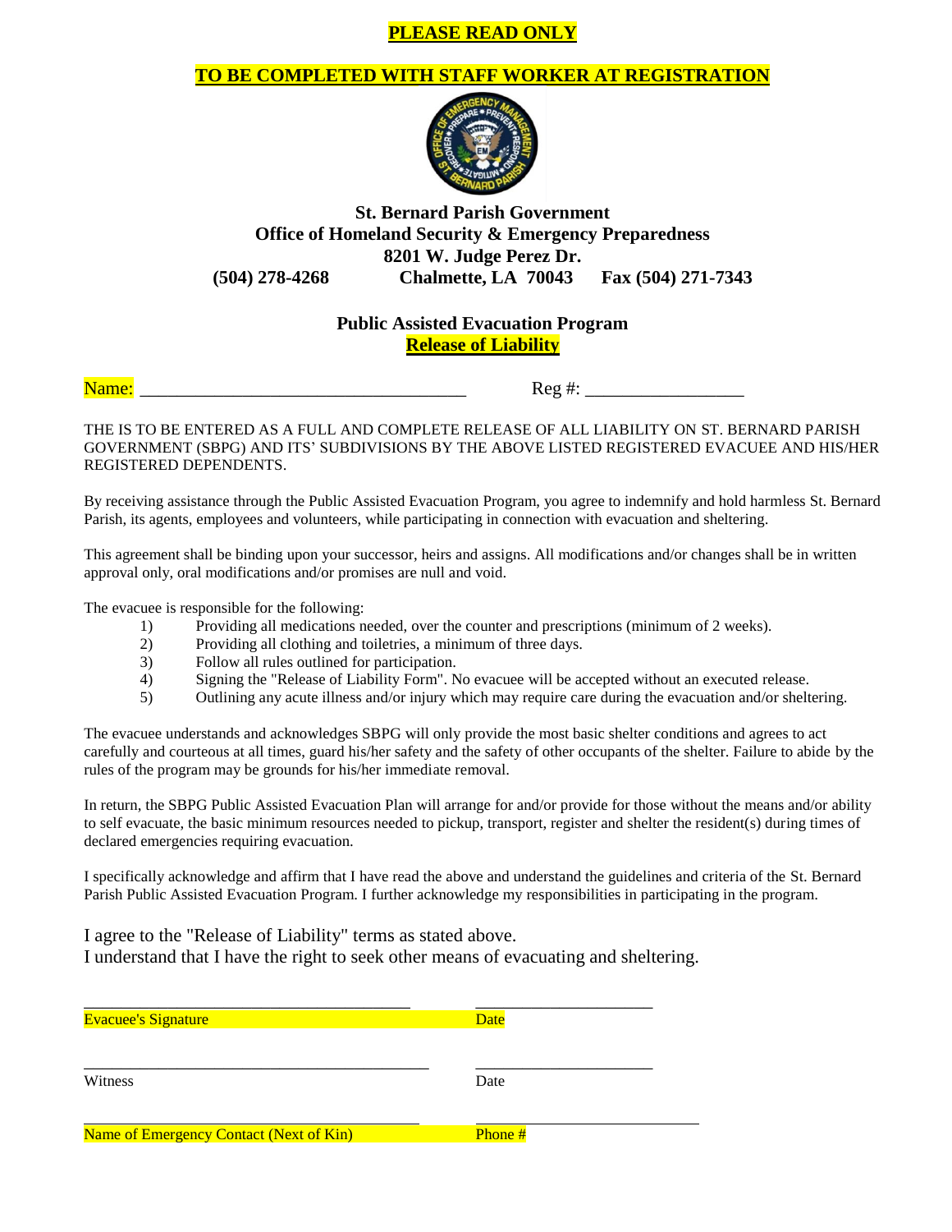**PLEASE READ ONLY**

**TO BE COMPLETED WITH STAFF WORKER AT REGISTRATION**

**St. Bernard Parish Government**
**Office of Homeland Security & Emergency Preparedness**
**8201 W. Judge Perez Dr.**
**(504) 278-4268 Chalmette, LA 70043 Fax (504) 271-7343**

## Public Assisted Evacuation Program
## Release of Liability

Name: ___________________________________ Reg #: _________________

THE IS TO BE ENTERED AS A FULL AND COMPLETE RELEASE OF ALL LIABILITY ON ST. BERNARD PARISH GOVERNMENT (SBPG) AND ITS' SUBDIVISIONS BY THE ABOVE LISTED REGISTERED EVACUEE AND HIS/HER REGISTERED DEPENDENTS.

By receiving assistance through the Public Assisted Evacuation Program, you agree to indemnify and hold harmless St. Bernard Parish, its agents, employees and volunteers, while participating in connection with evacuation and sheltering.

This agreement shall be binding upon your successor, heirs and assigns. All modifications and/or changes shall be in written approval only, oral modifications and/or promises are null and void.

The evacuee is responsible for the following:

1) Providing all medications needed, over the counter and prescriptions (minimum of 2 weeks).
2) Providing all clothing and toiletries, a minimum of three days.
3) Follow all rules outlined for participation.
4) Signing the "Release of Liability Form". No evacuee will be accepted without an executed release.
5) Outlining any acute illness and/or injury which may require care during the evacuation and/or sheltering.

The evacuee understands and acknowledges SBPG will only provide the most basic shelter conditions and agrees to act carefully and courteous at all times, guard his/her safety and the safety of other occupants of the shelter. Failure to abide by the rules of the program may be grounds for his/her immediate removal.

In return, the SBPG Public Assisted Evacuation Plan will arrange for and/or provide for those without the means and/or ability to self evacuate, the basic minimum resources needed to pickup, transport, register and shelter the resident(s) during times of declared emergencies requiring evacuation.

I specifically acknowledge and affirm that I have read the above and understand the guidelines and criteria of the St. Bernard Parish Public Assisted Evacuation Program. I further acknowledge my responsibilities in participating in the program.

I agree to the "Release of Liability" terms as stated above.
I understand that I have the right to seek other means of evacuating and sheltering.

_______________________________________ _____________________
Evacuee's Signature Date

_______________________________________ _____________________
Witness Date

_______________________________________ _____________________
Name of Emergency Contact (Next of Kin) Phone #